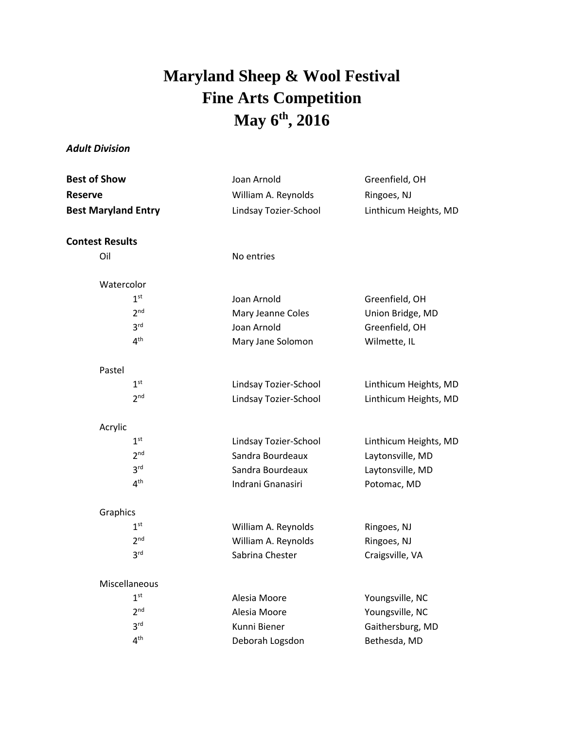# Maryland Sheep & Wool Festival
# Fine Arts Competition
# May 6th, 2016

***Adult Division***

| | | |
|---|---|---|
| **Best of Show** | Joan Arnold | Greenfield, OH |
| **Reserve** | William A. Reynolds | Ringoes, NJ |
| **Best Maryland Entry** | Lindsay Tozier-School | Linthicum Heights, MD |

**Contest Results**

| | | |
|---|---|---|
| Oil | No entries | |
| | | |
| Watercolor | | |
| 1st | Joan Arnold | Greenfield, OH |
| 2nd | Mary Jeanne Coles | Union Bridge, MD |
| 3rd | Joan Arnold | Greenfield, OH |
| 4th | Mary Jane Solomon | Wilmette, IL |
| | | |
| Pastel | | |
| 1st | Lindsay Tozier-School | Linthicum Heights, MD |
| 2nd | Lindsay Tozier-School | Linthicum Heights, MD |
| | | |
| Acrylic | | |
| 1st | Lindsay Tozier-School | Linthicum Heights, MD |
| 2nd | Sandra Bourdeaux | Laytonsville, MD |
| 3rd | Sandra Bourdeaux | Laytonsville, MD |
| 4th | Indrani Gnanasiri | Potomac, MD |
| | | |
| Graphics | | |
| 1st | William A. Reynolds | Ringoes, NJ |
| 2nd | William A. Reynolds | Ringoes, NJ |
| 3rd | Sabrina Chester | Craigsville, VA |
| | | |
| Miscellaneous | | |
| 1st | Alesia Moore | Youngsville, NC |
| 2nd | Alesia Moore | Youngsville, NC |
| 3rd | Kunni Biener | Gaithersburg, MD |
| 4th | Deborah Logsdon | Bethesda, MD |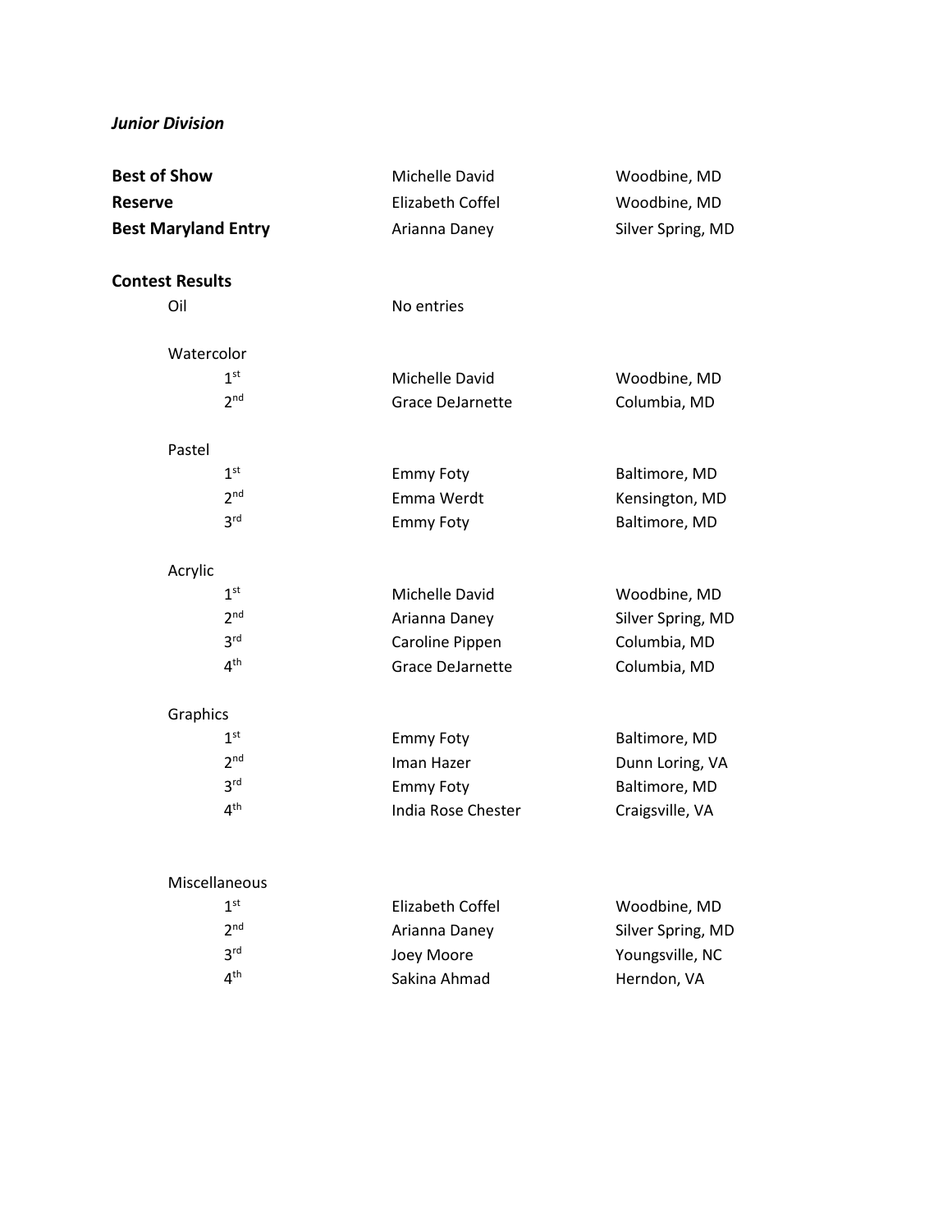*Junior Division*

| | | |
|---|---|---|
| **Best of Show** | Michelle David | Woodbine, MD |
| **Reserve** | Elizabeth Coffel | Woodbine, MD |
| **Best Maryland Entry** | Arianna Daney | Silver Spring, MD |

**Contest Results**

| | | |
|---|---|---|
| Oil | No entries | |
| **Watercolor** | | |
| 1st | Michelle David | Woodbine, MD |
| 2nd | Grace DeJarnette | Columbia, MD |
| **Pastel** | | |
| 1st | Emmy Foty | Baltimore, MD |
| 2nd | Emma Werdt | Kensington, MD |
| 3rd | Emmy Foty | Baltimore, MD |
| **Acrylic** | | |
| 1st | Michelle David | Woodbine, MD |
| 2nd | Arianna Daney | Silver Spring, MD |
| 3rd | Caroline Pippen | Columbia, MD |
| 4th | Grace DeJarnette | Columbia, MD |
| **Graphics** | | |
| 1st | Emmy Foty | Baltimore, MD |
| 2nd | Iman Hazer | Dunn Loring, VA |
| 3rd | Emmy Foty | Baltimore, MD |
| 4th | India Rose Chester | Craigsville, VA |
| **Miscellaneous** | | |
| 1st | Elizabeth Coffel | Woodbine, MD |
| 2nd | Arianna Daney | Silver Spring, MD |
| 3rd | Joey Moore | Youngsville, NC |
| 4th | Sakina Ahmad | Herndon, VA |